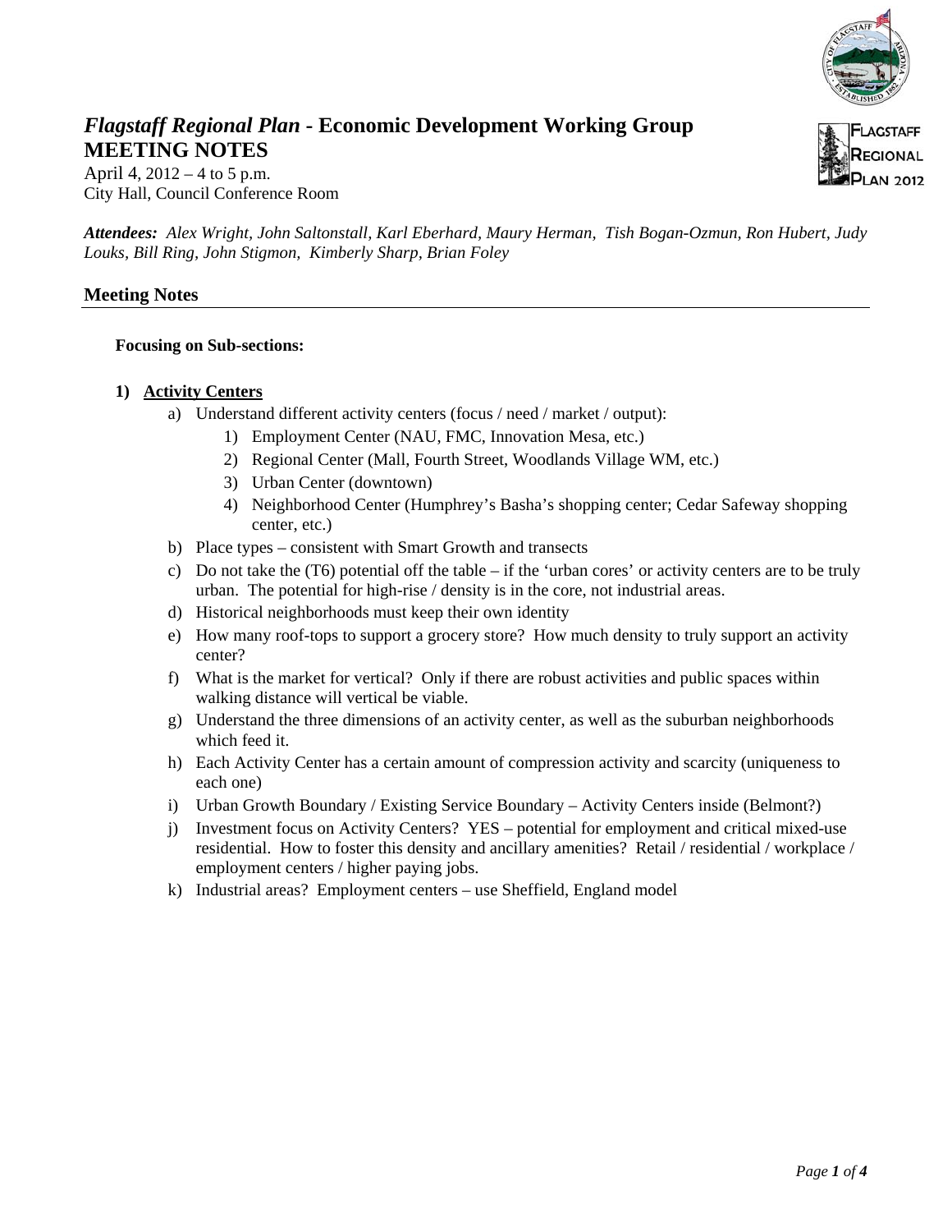# *Flagstaff Regional Plan* - Economic Development Working Group
# MEETING NOTES

April 4, 2012 – 4 to 5 p.m.
City Hall, Council Conference Room

***Attendees:*** *Alex Wright, John Saltonstall, Karl Eberhard, Maury Herman, Tish Bogan-Ozmun, Ron Hubert, Judy Louks, Bill Ring, John Stigmon, Kimberly Sharp, Brian Foley*

## Meeting Notes

**Focusing on Sub-sections:**

1) **Activity Centers**
   a) Understand different activity centers (focus / need / market / output):
      1) Employment Center (NAU, FMC, Innovation Mesa, etc.)
      2) Regional Center (Mall, Fourth Street, Woodlands Village WM, etc.)
      3) Urban Center (downtown)
      4) Neighborhood Center (Humphrey's Basha's shopping center; Cedar Safeway shopping center, etc.)
   b) Place types – consistent with Smart Growth and transects
   c) Do not take the (T6) potential off the table – if the 'urban cores' or activity centers are to be truly urban. The potential for high-rise / density is in the core, not industrial areas.
   d) Historical neighborhoods must keep their own identity
   e) How many roof-tops to support a grocery store? How much density to truly support an activity center?
   f) What is the market for vertical? Only if there are robust activities and public spaces within walking distance will vertical be viable.
   g) Understand the three dimensions of an activity center, as well as the suburban neighborhoods which feed it.
   h) Each Activity Center has a certain amount of compression activity and scarcity (uniqueness to each one)
   i) Urban Growth Boundary / Existing Service Boundary – Activity Centers inside (Belmont?)
   j) Investment focus on Activity Centers? YES – potential for employment and critical mixed-use residential. How to foster this density and ancillary amenities? Retail / residential / workplace / employment centers / higher paying jobs.
   k) Industrial areas? Employment centers – use Sheffield, England model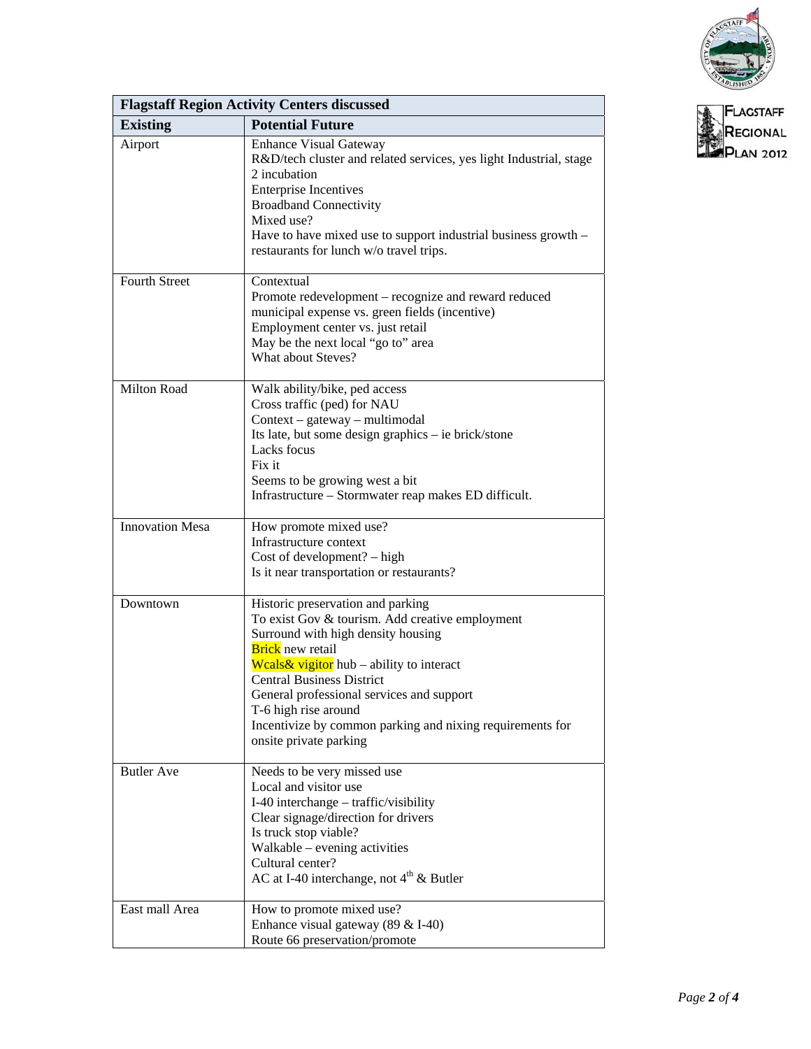| Flagstaff Region Activity Centers discussed | |
|---|---|
| **Existing** | **Potential Future** |
| Airport | Enhance Visual Gateway<br>R&D/tech cluster and related services, yes light Industrial, stage 2 incubation<br>Enterprise Incentives<br>Broadband Connectivity<br>Mixed use?<br>Have to have mixed use to support industrial business growth – restaurants for lunch w/o travel trips. |
| Fourth Street | Contextual<br>Promote redevelopment – recognize and reward reduced municipal expense vs. green fields (incentive)<br>Employment center vs. just retail<br>May be the next local "go to" area<br>What about Steves? |
| Milton Road | Walk ability/bike, ped access<br>Cross traffic (ped) for NAU<br>Context – gateway – multimodal<br>Its late, but some design graphics – ie brick/stone<br>Lacks focus<br>Fix it<br>Seems to be growing west a bit<br>Infrastructure – Stormwater reap makes ED difficult. |
| Innovation Mesa | How promote mixed use?<br>Infrastructure context<br>Cost of development? – high<br>Is it near transportation or restaurants? |
| Downtown | Historic preservation and parking<br>To exist Gov & tourism. Add creative employment<br>Surround with high density housing<br>Brick new retail<br>Wcals& vigitor hub – ability to interact<br>Central Business District<br>General professional services and support<br>T-6 high rise around<br>Incentivize by common parking and nixing requirements for onsite private parking |
| Butler Ave | Needs to be very missed use<br>Local and visitor use<br>I-40 interchange – traffic/visibility<br>Clear signage/direction for drivers<br>Is truck stop viable?<br>Walkable – evening activities<br>Cultural center?<br>AC at I-40 interchange, not 4th & Butler |
| East mall Area | How to promote mixed use?<br>Enhance visual gateway (89 & I-40)<br>Route 66 preservation/promote |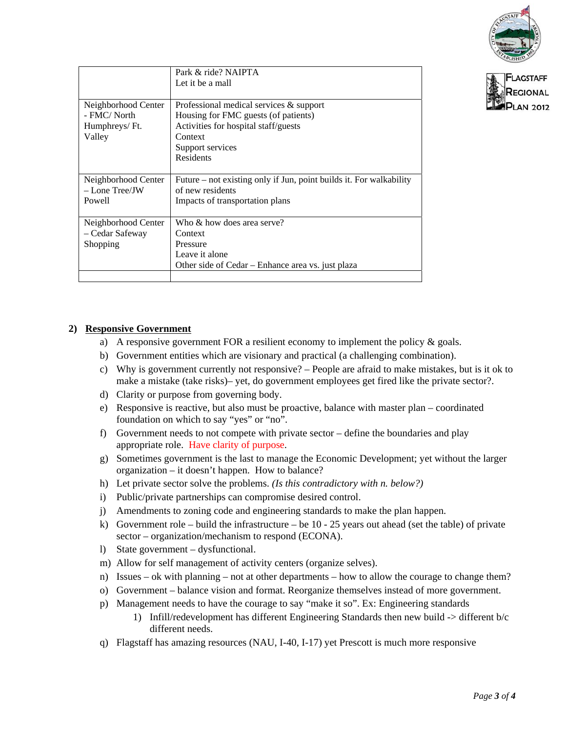| | |
|---|---|
| | Park & ride? NAIPTA<br>Let it be a mall |
| Neighborhood Center - FMC/ North Humphreys/ Ft. Valley | Professional medical services & support<br>Housing for FMC guests (of patients)<br>Activities for hospital staff/guests<br>Context<br>Support services<br>Residents |
| Neighborhood Center – Lone Tree/JW Powell | Future – not existing only if Jun, point builds it. For walkability of new residents<br>Impacts of transportation plans |
| Neighborhood Center – Cedar Safeway Shopping | Who & how does area serve?<br>Context<br>Pressure<br>Leave it alone<br>Other side of Cedar – Enhance area vs. just plaza |
| | |

**2) <u>Responsive Government</u>**

a) A responsive government FOR a resilient economy to implement the policy & goals.

b) Government entities which are visionary and practical (a challenging combination).

c) Why is government currently not responsive? – People are afraid to make mistakes, but is it ok to make a mistake (take risks)– yet, do government employees get fired like the private sector?.

d) Clarity or purpose from governing body.

e) Responsive is reactive, but also must be proactive, balance with master plan – coordinated foundation on which to say "yes" or "no".

f) Government needs to not compete with private sector – define the boundaries and play appropriate role. Have clarity of purpose.

g) Sometimes government is the last to manage the Economic Development; yet without the larger organization – it doesn't happen. How to balance?

h) Let private sector solve the problems. *(Is this contradictory with n. below?)*

i) Public/private partnerships can compromise desired control.

j) Amendments to zoning code and engineering standards to make the plan happen.

k) Government role – build the infrastructure – be 10 - 25 years out ahead (set the table) of private sector – organization/mechanism to respond (ECONA).

l) State government – dysfunctional.

m) Allow for self management of activity centers (organize selves).

n) Issues – ok with planning – not at other departments – how to allow the courage to change them?

o) Government – balance vision and format. Reorganize themselves instead of more government.

p) Management needs to have the courage to say "make it so". Ex: Engineering standards

   1) Infill/redevelopment has different Engineering Standards then new build -> different b/c different needs.

q) Flagstaff has amazing resources (NAU, I-40, I-17) yet Prescott is much more responsive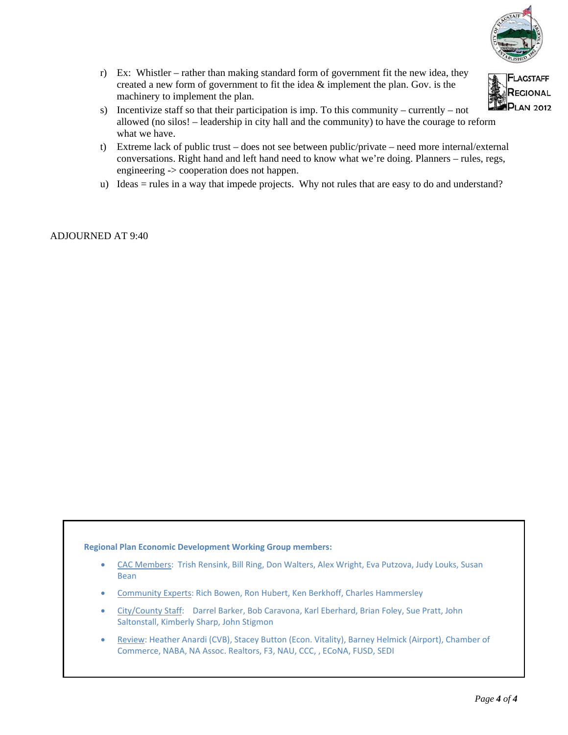r) Ex: Whistler – rather than making standard form of government fit the new idea, they created a new form of government to fit the idea & implement the plan. Gov. is the machinery to implement the plan.

s) Incentivize staff so that their participation is imp. To this community – currently – not allowed (no silos! – leadership in city hall and the community) to have the courage to reform what we have.

t) Extreme lack of public trust – does not see between public/private – need more internal/external conversations. Right hand and left hand need to know what we're doing. Planners – rules, regs, engineering -> cooperation does not happen.

u) Ideas = rules in a way that impede projects. Why not rules that are easy to do and understand?

ADJOURNED AT 9:40

**Regional Plan Economic Development Working Group members:**

- CAC Members: Trish Rensink, Bill Ring, Don Walters, Alex Wright, Eva Putzova, Judy Louks, Susan Bean
- Community Experts: Rich Bowen, Ron Hubert, Ken Berkhoff, Charles Hammersley
- City/County Staff: Darrel Barker, Bob Caravona, Karl Eberhard, Brian Foley, Sue Pratt, John Saltonstall, Kimberly Sharp, John Stigmon
- Review: Heather Anardi (CVB), Stacey Button (Econ. Vitality), Barney Helmick (Airport), Chamber of Commerce, NABA, NA Assoc. Realtors, F3, NAU, CCC, , ECoNA, FUSD, SEDI